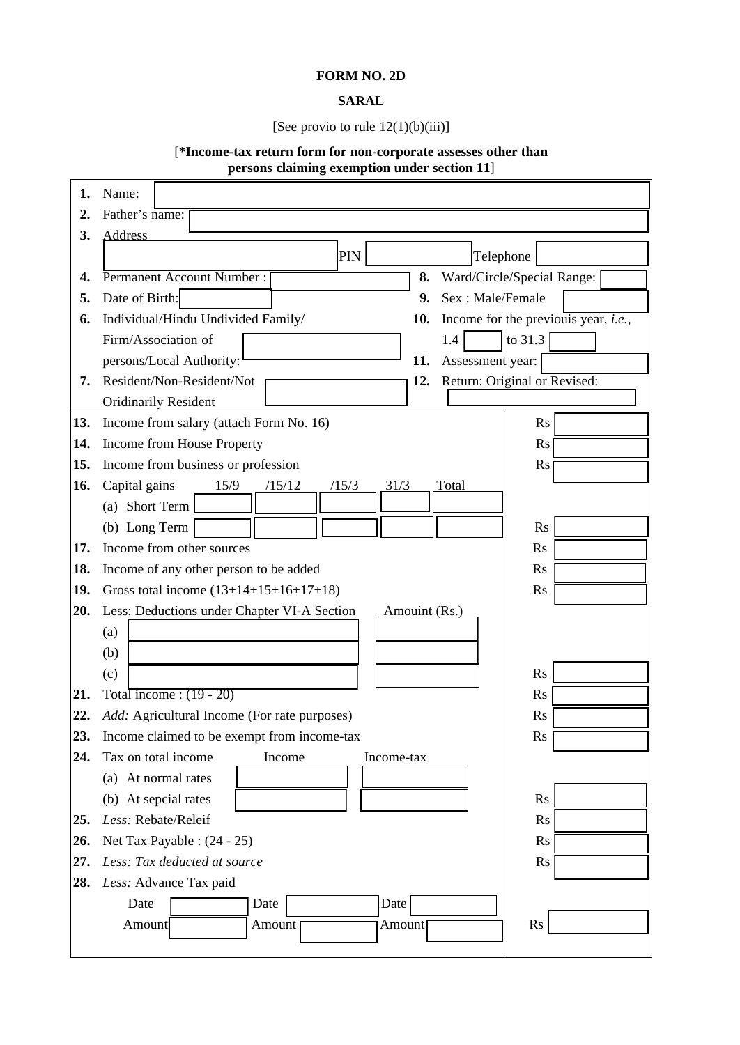# FORM NO. 2D

## SARAL

[See provio to rule 12(1)(b)(iii)]

[***Income-tax return form for non-corporate assesses other than persons claiming exemption under section 11**]

| | | | |
|---|---|---|---|
| **1.** | Name: | | |
| **2.** | Father's name: | | |
| **3.** | Address | | |
| | PIN | Telephone | |
| **4.** | Permanent Account Number : | **8.** | Ward/Circle/Special Range: |
| **5.** | Date of Birth: | **9.** | Sex : Male/Female |
| **6.** | Individual/Hindu Undivided Family/ Firm/Association of persons/Local Authority: | **10.** | Income for the previouis year, *i.e.*, 1.4 ____ to 31.3 ____ |
| | | **11.** | Assessment year: |
| **7.** | Resident/Non-Resident/Not Oridinarily Resident | **12.** | Return: Original or Revised: |

| | | | | | | | |
|---|---|---|---|---|---|---|---|
| **13.** | Income from salary (attach Form No. 16) | | | | | | Rs |
| **14.** | Income from House Property | | | | | | Rs |
| **15.** | Income from business or profession | | | | | | Rs |
| **16.** | Capital gains | 15/9 | /15/12 | /15/3 | 31/3 | Total | |
| | (a) Short Term | | | | | | |
| | (b) Long Term | | | | | | Rs |
| **17.** | Income from other sources | | | | | | Rs |
| **18.** | Income of any other person to be added | | | | | | Rs |
| **19.** | Gross total income (13+14+15+16+17+18) | | | | | | Rs |
| **20.** | Less: Deductions under Chapter VI-A Section | | | Amouint (Rs.) | | | |
| | (a) | | | | | | |
| | (b) | | | | | | |
| | (c) | | | | | | Rs |
| **21.** | Total income : (19 - 20) | | | | | | Rs |
| **22.** | *Add:* Agricultural Income (For rate purposes) | | | | | | Rs |
| **23.** | Income claimed to be exempt from income-tax | | | | | | Rs |
| **24.** | Tax on total income | Income | | Income-tax | | | |
| | (a) At normal rates | | | | | | |
| | (b) At sepcial rates | | | | | | Rs |
| **25.** | *Less:* Rebate/Releif | | | | | | Rs |
| **26.** | Net Tax Payable : (24 - 25) | | | | | | Rs |
| **27.** | *Less: Tax deducted at source* | | | | | | Rs |
| **28.** | *Less:* Advance Tax paid | | | | | | |
| | Date | | Date | | Date | | |
| | Amount | | Amount | | Amount | | Rs |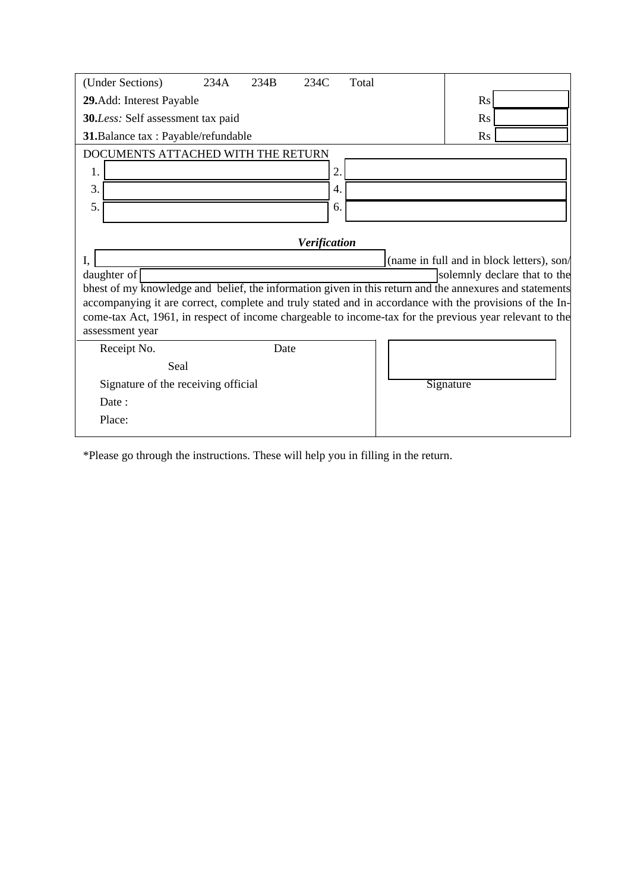| | |
|---|---|
| (Under Sections) 234A 234B 234C Total | |
| **29.** Add: Interest Payable | Rs |
| **30.** *Less:* Self assessment tax paid | Rs |
| **31.** Balance tax : Payable/refundable | Rs |

DOCUMENTS ATTACHED WITH THE RETURN

1. 
2. 
3. 
4. 
5. 
6. 

***Verification***

I, ______________________ (name in full and in block letters), son/daughter of ______________________ solemnly declare that to the bhest of my knowledge and belief, the information given in this return and the annexures and statements accompanying it are correct, complete and truly stated and in accordance with the provisions of the Income-tax Act, 1961, in respect of income chargeable to income-tax for the previous year relevant to the assessment year

| | |
|---|---|
| Receipt No. Date | |
| Seal | |
| Signature of the receiving official | Signature |
| Date : | |
| Place: | |

*Please go through the instructions. These will help you in filling in the return.